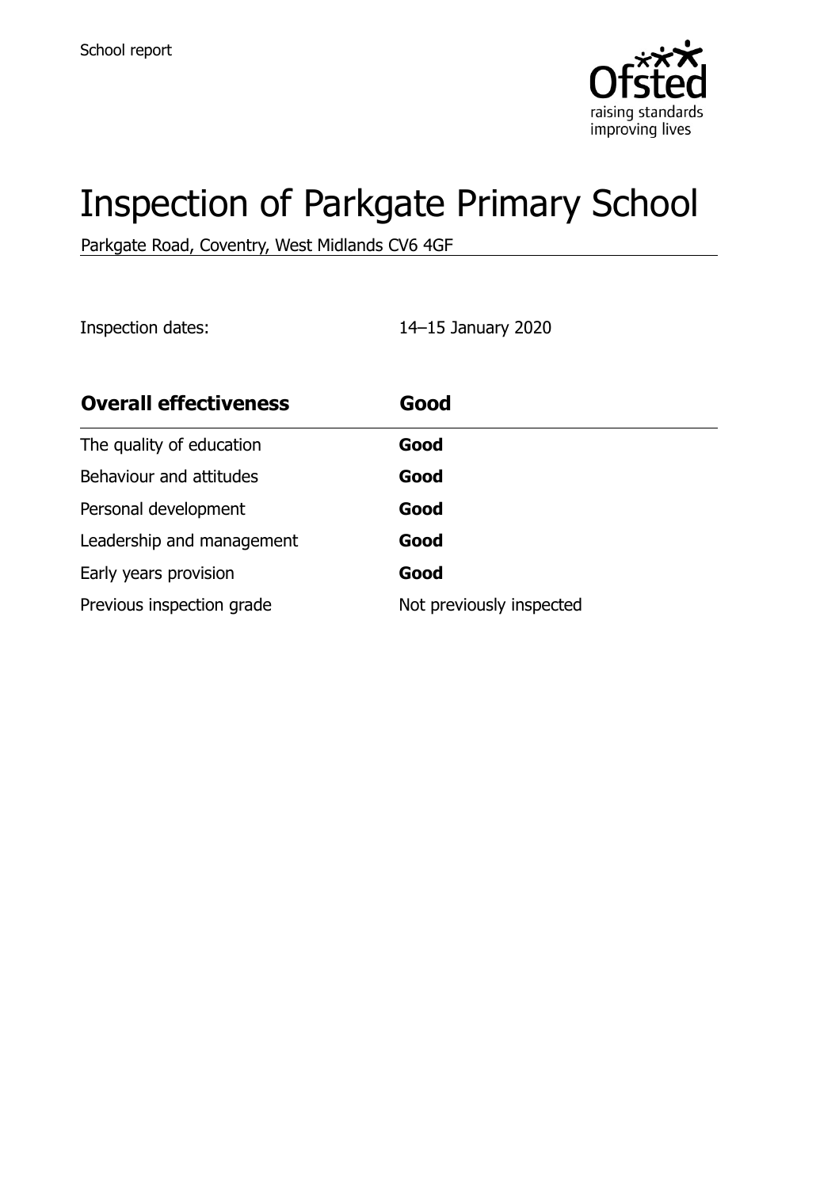School report

# Inspection of Parkgate Primary School

Parkgate Road, Coventry, West Midlands CV6 4GF

Inspection dates: 14–15 January 2020

| **Overall effectiveness** | **Good** |
| --- | --- |
| The quality of education | **Good** |
| Behaviour and attitudes | **Good** |
| Personal development | **Good** |
| Leadership and management | **Good** |
| Early years provision | **Good** |
| Previous inspection grade | Not previously inspected |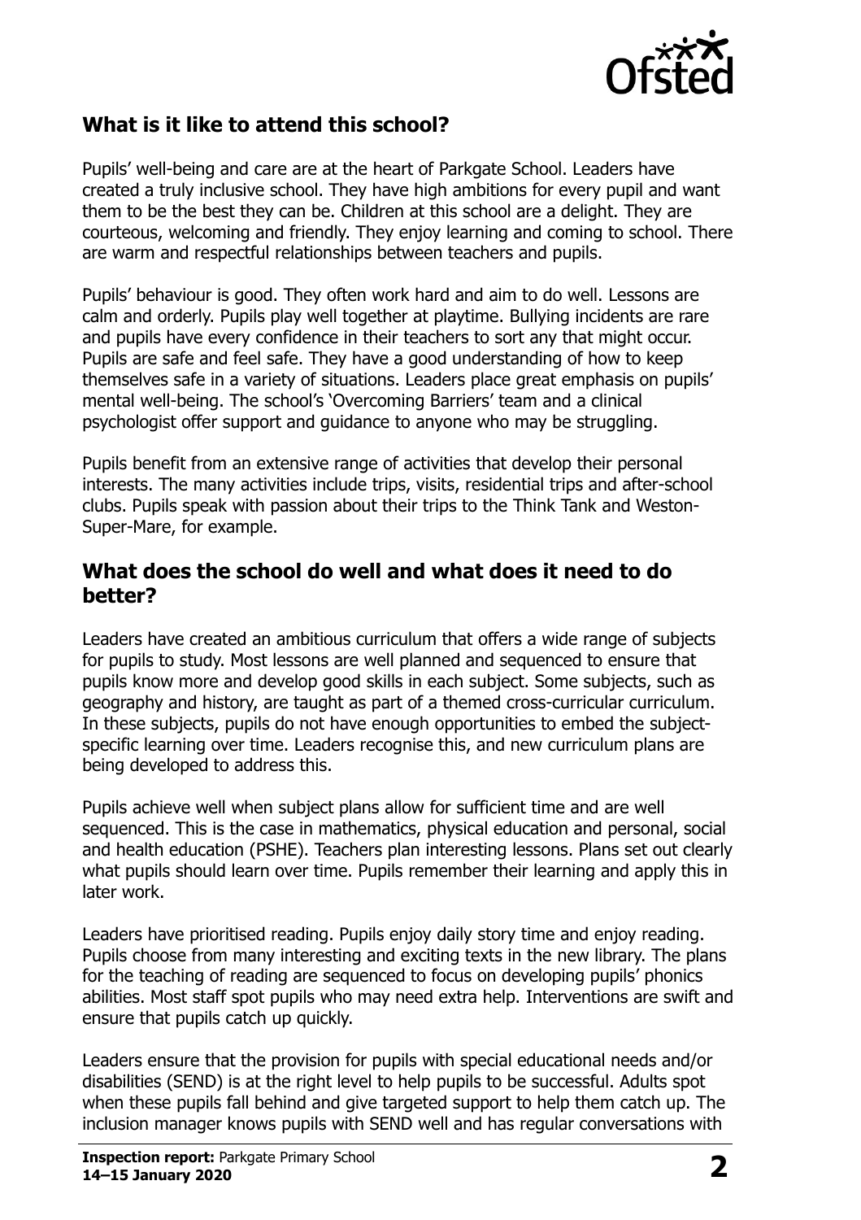## What is it like to attend this school?

Pupils' well-being and care are at the heart of Parkgate School. Leaders have created a truly inclusive school. They have high ambitions for every pupil and want them to be the best they can be. Children at this school are a delight. They are courteous, welcoming and friendly. They enjoy learning and coming to school. There are warm and respectful relationships between teachers and pupils.

Pupils' behaviour is good. They often work hard and aim to do well. Lessons are calm and orderly. Pupils play well together at playtime. Bullying incidents are rare and pupils have every confidence in their teachers to sort any that might occur. Pupils are safe and feel safe. They have a good understanding of how to keep themselves safe in a variety of situations. Leaders place great emphasis on pupils' mental well-being. The school's 'Overcoming Barriers' team and a clinical psychologist offer support and guidance to anyone who may be struggling.

Pupils benefit from an extensive range of activities that develop their personal interests. The many activities include trips, visits, residential trips and after-school clubs. Pupils speak with passion about their trips to the Think Tank and Weston-Super-Mare, for example.

## What does the school do well and what does it need to do better?

Leaders have created an ambitious curriculum that offers a wide range of subjects for pupils to study. Most lessons are well planned and sequenced to ensure that pupils know more and develop good skills in each subject. Some subjects, such as geography and history, are taught as part of a themed cross-curricular curriculum. In these subjects, pupils do not have enough opportunities to embed the subject-specific learning over time. Leaders recognise this, and new curriculum plans are being developed to address this.

Pupils achieve well when subject plans allow for sufficient time and are well sequenced. This is the case in mathematics, physical education and personal, social and health education (PSHE). Teachers plan interesting lessons. Plans set out clearly what pupils should learn over time. Pupils remember their learning and apply this in later work.

Leaders have prioritised reading. Pupils enjoy daily story time and enjoy reading. Pupils choose from many interesting and exciting texts in the new library. The plans for the teaching of reading are sequenced to focus on developing pupils' phonics abilities. Most staff spot pupils who may need extra help. Interventions are swift and ensure that pupils catch up quickly.

Leaders ensure that the provision for pupils with special educational needs and/or disabilities (SEND) is at the right level to help pupils to be successful. Adults spot when these pupils fall behind and give targeted support to help them catch up. The inclusion manager knows pupils with SEND well and has regular conversations with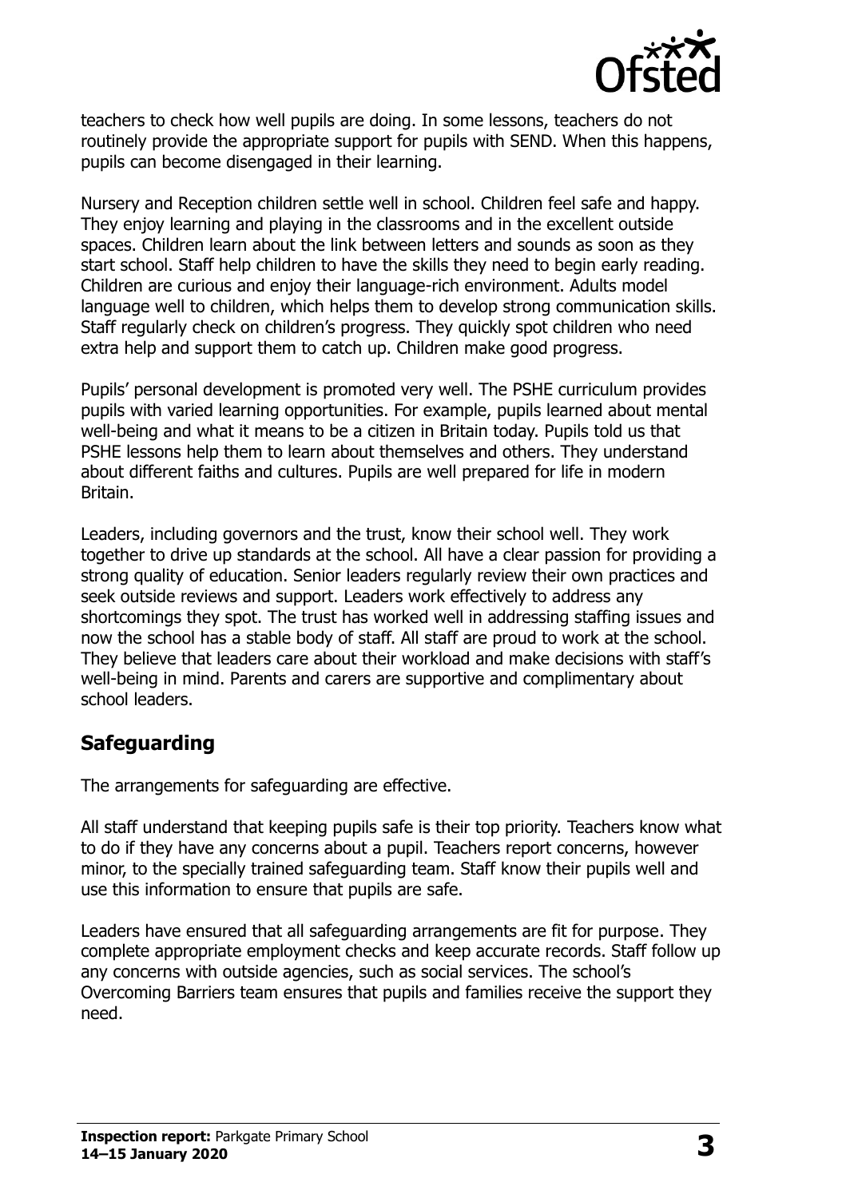teachers to check how well pupils are doing. In some lessons, teachers do not routinely provide the appropriate support for pupils with SEND. When this happens, pupils can become disengaged in their learning.

Nursery and Reception children settle well in school. Children feel safe and happy. They enjoy learning and playing in the classrooms and in the excellent outside spaces. Children learn about the link between letters and sounds as soon as they start school. Staff help children to have the skills they need to begin early reading. Children are curious and enjoy their language-rich environment. Adults model language well to children, which helps them to develop strong communication skills. Staff regularly check on children's progress. They quickly spot children who need extra help and support them to catch up. Children make good progress.

Pupils' personal development is promoted very well. The PSHE curriculum provides pupils with varied learning opportunities. For example, pupils learned about mental well-being and what it means to be a citizen in Britain today. Pupils told us that PSHE lessons help them to learn about themselves and others. They understand about different faiths and cultures. Pupils are well prepared for life in modern Britain.

Leaders, including governors and the trust, know their school well. They work together to drive up standards at the school. All have a clear passion for providing a strong quality of education. Senior leaders regularly review their own practices and seek outside reviews and support. Leaders work effectively to address any shortcomings they spot. The trust has worked well in addressing staffing issues and now the school has a stable body of staff. All staff are proud to work at the school. They believe that leaders care about their workload and make decisions with staff's well-being in mind. Parents and carers are supportive and complimentary about school leaders.

## Safeguarding

The arrangements for safeguarding are effective.

All staff understand that keeping pupils safe is their top priority. Teachers know what to do if they have any concerns about a pupil. Teachers report concerns, however minor, to the specially trained safeguarding team. Staff know their pupils well and use this information to ensure that pupils are safe.

Leaders have ensured that all safeguarding arrangements are fit for purpose. They complete appropriate employment checks and keep accurate records. Staff follow up any concerns with outside agencies, such as social services. The school's Overcoming Barriers team ensures that pupils and families receive the support they need.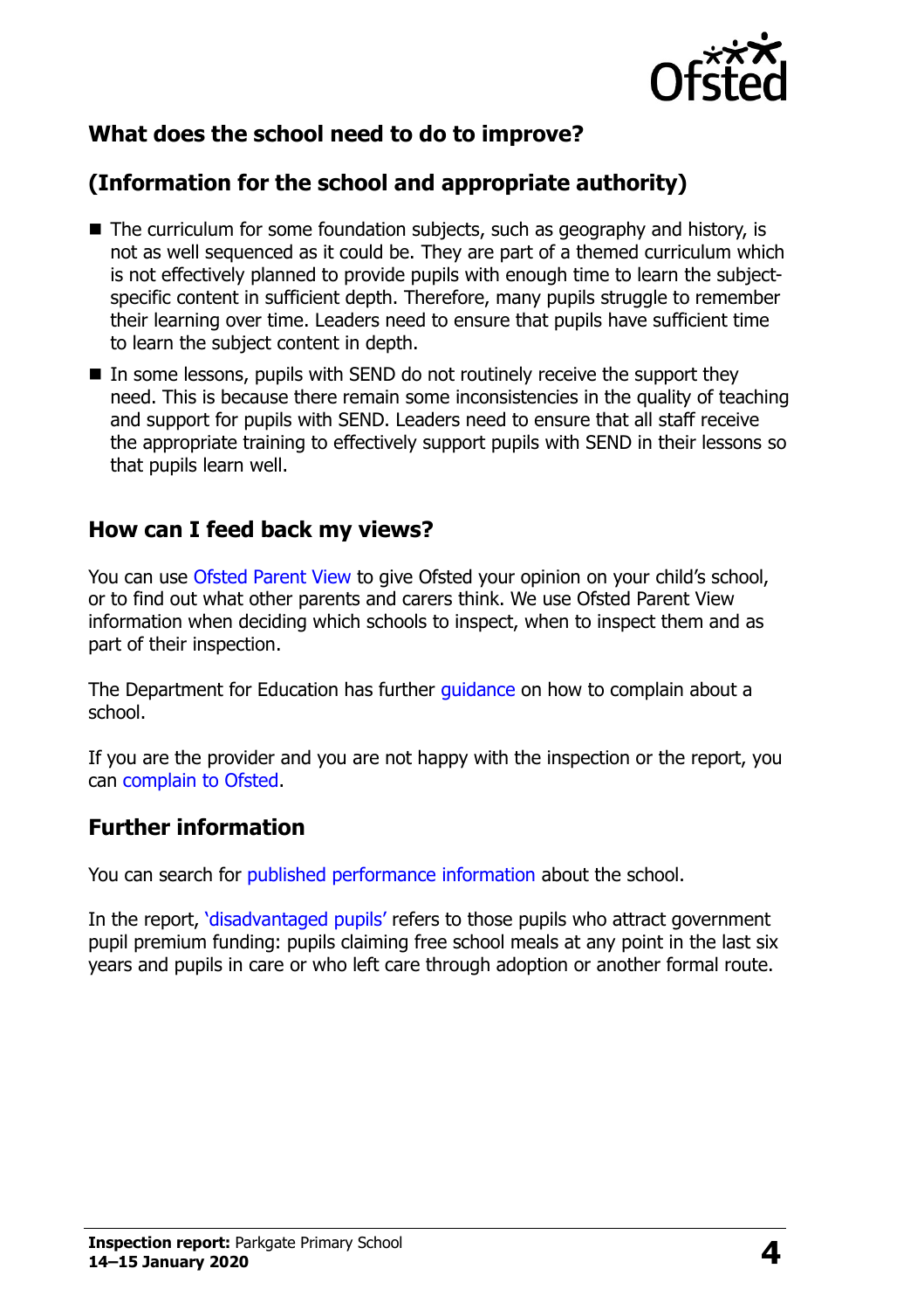## What does the school need to do to improve?

## (Information for the school and appropriate authority)

- The curriculum for some foundation subjects, such as geography and history, is not as well sequenced as it could be. They are part of a themed curriculum which is not effectively planned to provide pupils with enough time to learn the subject-specific content in sufficient depth. Therefore, many pupils struggle to remember their learning over time. Leaders need to ensure that pupils have sufficient time to learn the subject content in depth.
- In some lessons, pupils with SEND do not routinely receive the support they need. This is because there remain some inconsistencies in the quality of teaching and support for pupils with SEND. Leaders need to ensure that all staff receive the appropriate training to effectively support pupils with SEND in their lessons so that pupils learn well.

## How can I feed back my views?

You can use Ofsted Parent View to give Ofsted your opinion on your child's school, or to find out what other parents and carers think. We use Ofsted Parent View information when deciding which schools to inspect, when to inspect them and as part of their inspection.

The Department for Education has further guidance on how to complain about a school.

If you are the provider and you are not happy with the inspection or the report, you can complain to Ofsted.

## Further information

You can search for published performance information about the school.

In the report, 'disadvantaged pupils' refers to those pupils who attract government pupil premium funding: pupils claiming free school meals at any point in the last six years and pupils in care or who left care through adoption or another formal route.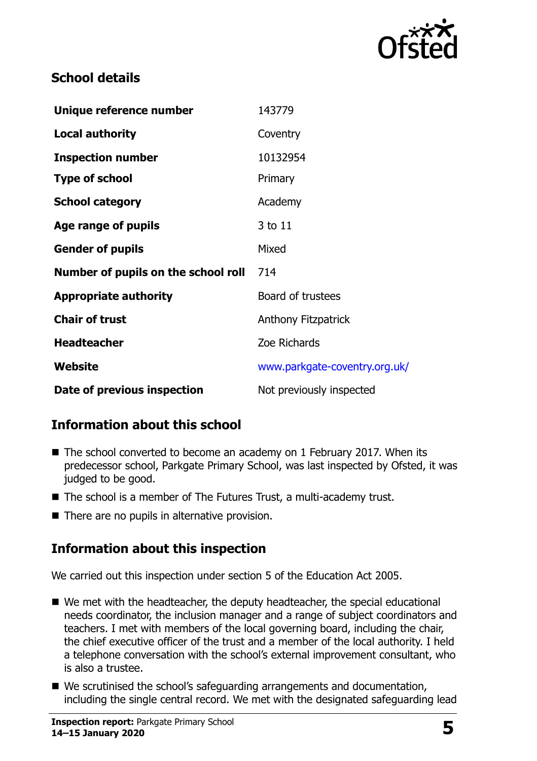## School details

| | |
|---|---|
| **Unique reference number** | 143779 |
| **Local authority** | Coventry |
| **Inspection number** | 10132954 |
| **Type of school** | Primary |
| **School category** | Academy |
| **Age range of pupils** | 3 to 11 |
| **Gender of pupils** | Mixed |
| **Number of pupils on the school roll** | 714 |
| **Appropriate authority** | Board of trustees |
| **Chair of trust** | Anthony Fitzpatrick |
| **Headteacher** | Zoe Richards |
| **Website** | www.parkgate-coventry.org.uk/ |
| **Date of previous inspection** | Not previously inspected |

## Information about this school

- The school converted to become an academy on 1 February 2017. When its predecessor school, Parkgate Primary School, was last inspected by Ofsted, it was judged to be good.
- The school is a member of The Futures Trust, a multi-academy trust.
- There are no pupils in alternative provision.

## Information about this inspection

We carried out this inspection under section 5 of the Education Act 2005.

- We met with the headteacher, the deputy headteacher, the special educational needs coordinator, the inclusion manager and a range of subject coordinators and teachers. I met with members of the local governing board, including the chair, the chief executive officer of the trust and a member of the local authority. I held a telephone conversation with the school's external improvement consultant, who is also a trustee.
- We scrutinised the school's safeguarding arrangements and documentation, including the single central record. We met with the designated safeguarding lead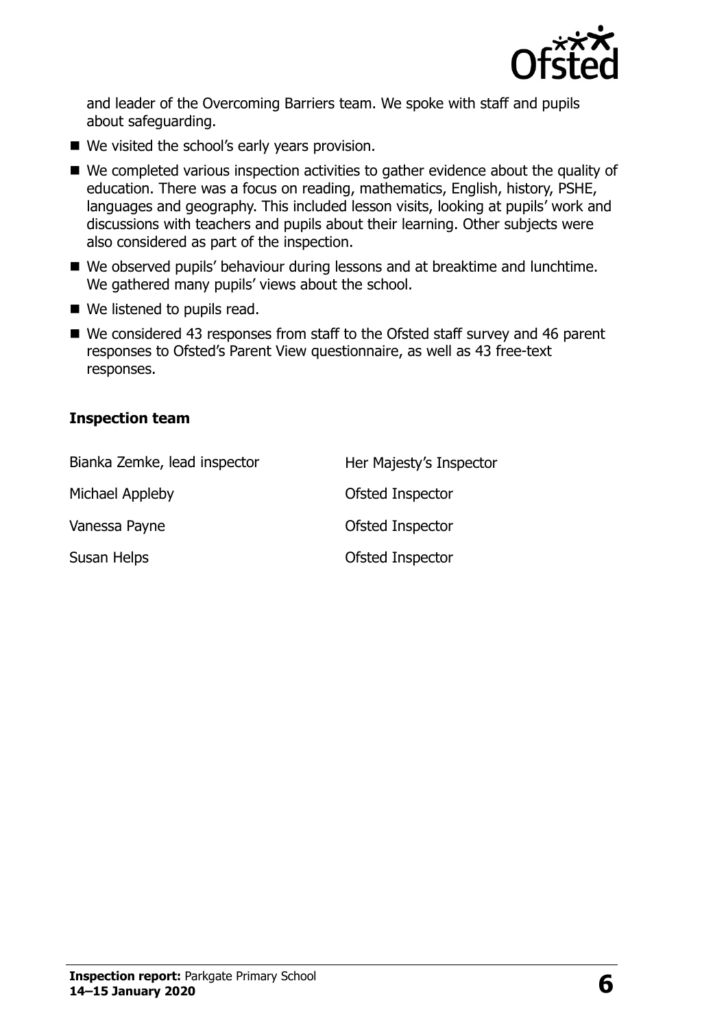and leader of the Overcoming Barriers team. We spoke with staff and pupils about safeguarding.

- We visited the school's early years provision.
- We completed various inspection activities to gather evidence about the quality of education. There was a focus on reading, mathematics, English, history, PSHE, languages and geography. This included lesson visits, looking at pupils' work and discussions with teachers and pupils about their learning. Other subjects were also considered as part of the inspection.
- We observed pupils' behaviour during lessons and at breaktime and lunchtime. We gathered many pupils' views about the school.
- We listened to pupils read.
- We considered 43 responses from staff to the Ofsted staff survey and 46 parent responses to Ofsted's Parent View questionnaire, as well as 43 free-text responses.

### Inspection team

| | |
|---|---|
| Bianka Zemke, lead inspector | Her Majesty's Inspector |
| Michael Appleby | Ofsted Inspector |
| Vanessa Payne | Ofsted Inspector |
| Susan Helps | Ofsted Inspector |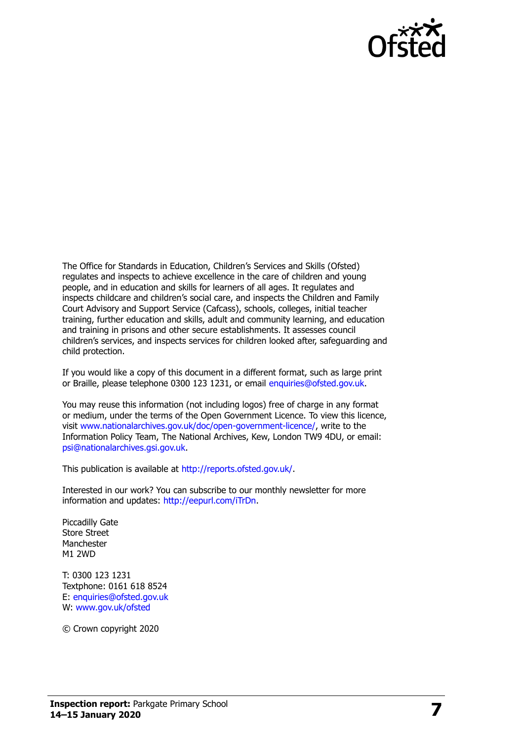The Office for Standards in Education, Children's Services and Skills (Ofsted) regulates and inspects to achieve excellence in the care of children and young people, and in education and skills for learners of all ages. It regulates and inspects childcare and children's social care, and inspects the Children and Family Court Advisory and Support Service (Cafcass), schools, colleges, initial teacher training, further education and skills, adult and community learning, and education and training in prisons and other secure establishments. It assesses council children's services, and inspects services for children looked after, safeguarding and child protection.

If you would like a copy of this document in a different format, such as large print or Braille, please telephone 0300 123 1231, or email enquiries@ofsted.gov.uk.

You may reuse this information (not including logos) free of charge in any format or medium, under the terms of the Open Government Licence. To view this licence, visit www.nationalarchives.gov.uk/doc/open-government-licence/, write to the Information Policy Team, The National Archives, Kew, London TW9 4DU, or email: psi@nationalarchives.gsi.gov.uk.

This publication is available at http://reports.ofsted.gov.uk/.

Interested in our work? You can subscribe to our monthly newsletter for more information and updates: http://eepurl.com/iTrDn.

Piccadilly Gate
Store Street
Manchester
M1 2WD

T: 0300 123 1231
Textphone: 0161 618 8524
E: enquiries@ofsted.gov.uk
W: www.gov.uk/ofsted

© Crown copyright 2020